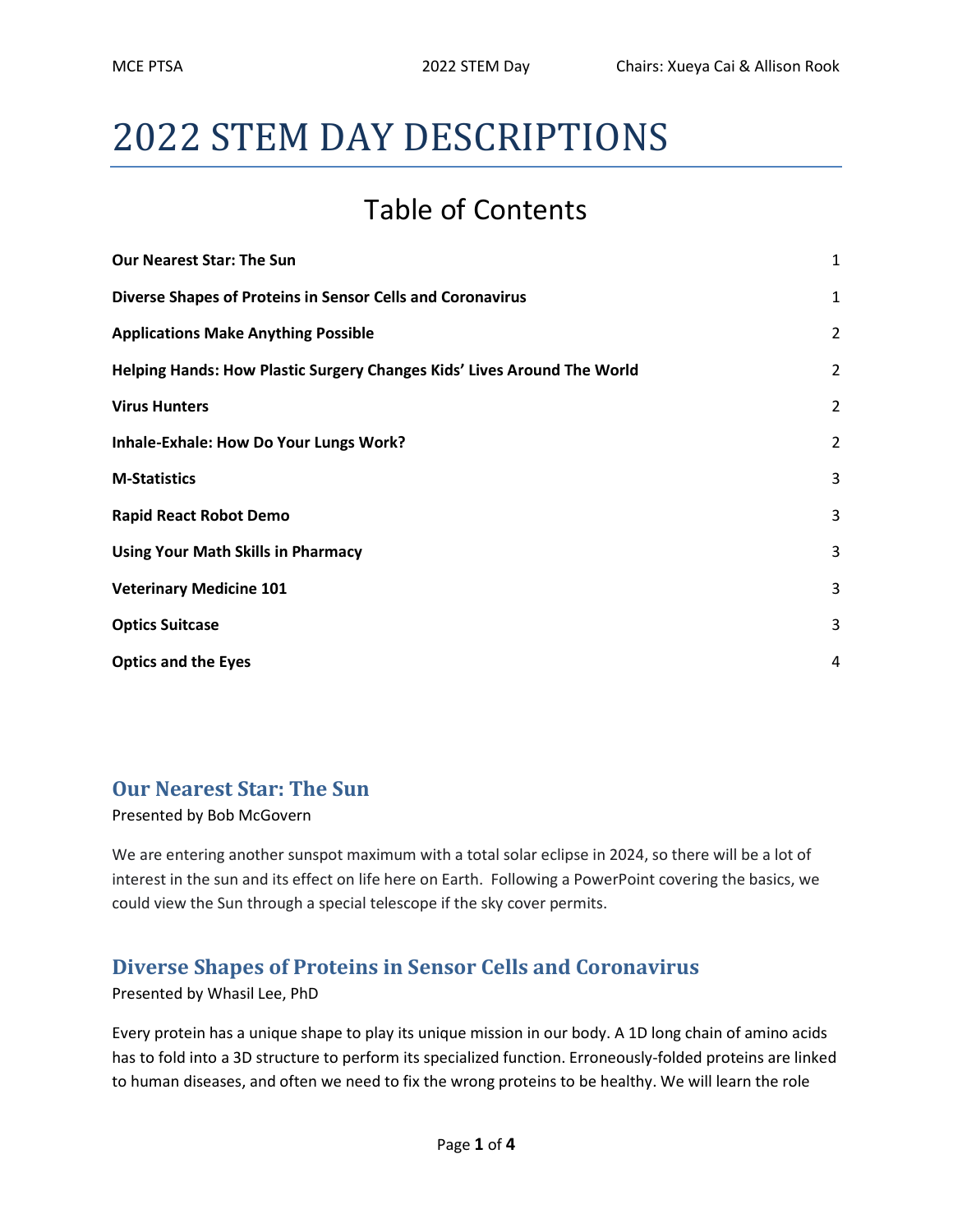# 2022 STEM DAY DESCRIPTIONS

## Table of Contents

| | |
|---|---|
| **Our Nearest Star: The Sun** | 1 |
| **Diverse Shapes of Proteins in Sensor Cells and Coronavirus** | 1 |
| **Applications Make Anything Possible** | 2 |
| **Helping Hands: How Plastic Surgery Changes Kids' Lives Around The World** | 2 |
| **Virus Hunters** | 2 |
| **Inhale-Exhale: How Do Your Lungs Work?** | 2 |
| **M-Statistics** | 3 |
| **Rapid React Robot Demo** | 3 |
| **Using Your Math Skills in Pharmacy** | 3 |
| **Veterinary Medicine 101** | 3 |
| **Optics Suitcase** | 3 |
| **Optics and the Eyes** | 4 |

## Our Nearest Star: The Sun

Presented by Bob McGovern

We are entering another sunspot maximum with a total solar eclipse in 2024, so there will be a lot of interest in the sun and its effect on life here on Earth. Following a PowerPoint covering the basics, we could view the Sun through a special telescope if the sky cover permits.

## Diverse Shapes of Proteins in Sensor Cells and Coronavirus

Presented by Whasil Lee, PhD

Every protein has a unique shape to play its unique mission in our body. A 1D long chain of amino acids has to fold into a 3D structure to perform its specialized function. Erroneously-folded proteins are linked to human diseases, and often we need to fix the wrong proteins to be healthy. We will learn the role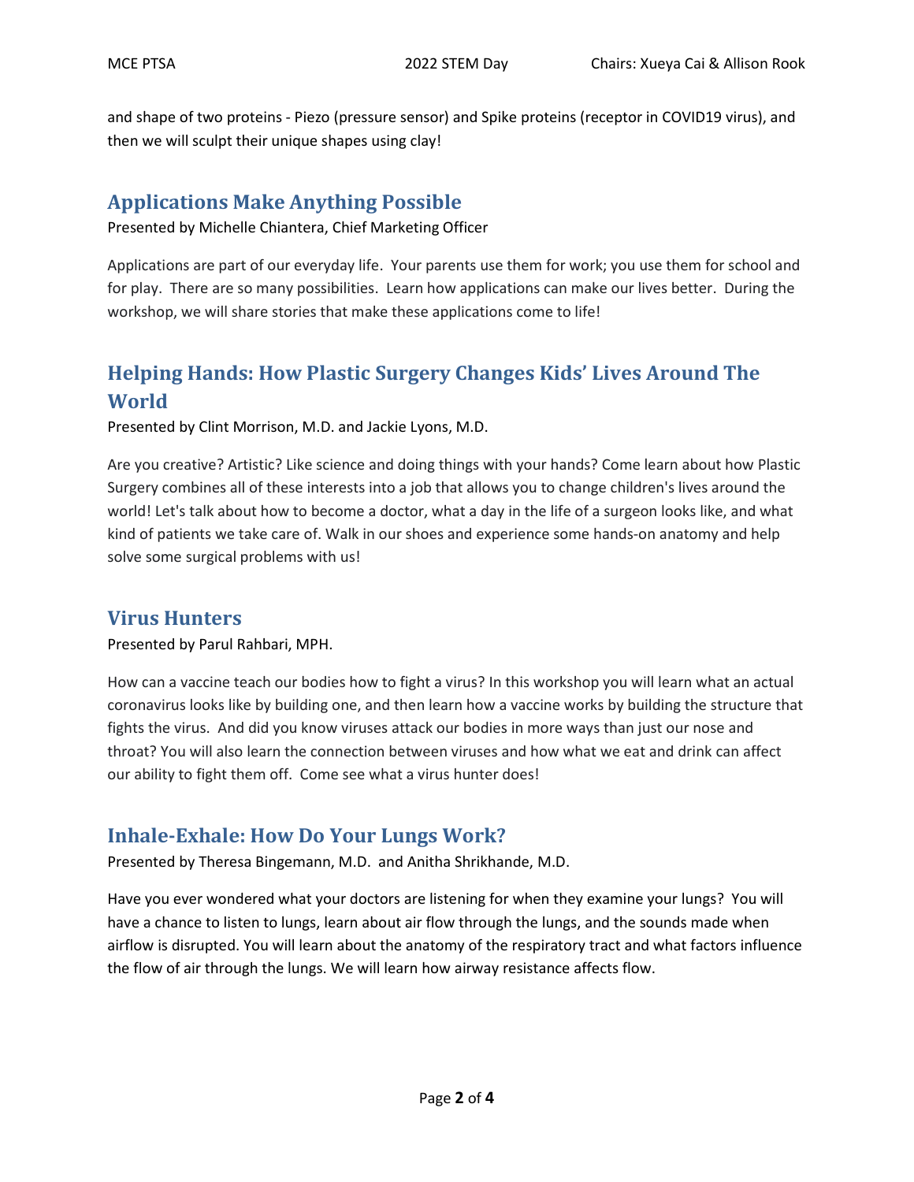and shape of two proteins - Piezo (pressure sensor) and Spike proteins (receptor in COVID19 virus), and then we will sculpt their unique shapes using clay!

## Applications Make Anything Possible

Presented by Michelle Chiantera, Chief Marketing Officer

Applications are part of our everyday life. Your parents use them for work; you use them for school and for play. There are so many possibilities. Learn how applications can make our lives better. During the workshop, we will share stories that make these applications come to life!

## Helping Hands: How Plastic Surgery Changes Kids' Lives Around The World

Presented by Clint Morrison, M.D. and Jackie Lyons, M.D.

Are you creative? Artistic? Like science and doing things with your hands? Come learn about how Plastic Surgery combines all of these interests into a job that allows you to change children's lives around the world! Let's talk about how to become a doctor, what a day in the life of a surgeon looks like, and what kind of patients we take care of. Walk in our shoes and experience some hands-on anatomy and help solve some surgical problems with us!

## Virus Hunters

Presented by Parul Rahbari, MPH.

How can a vaccine teach our bodies how to fight a virus? In this workshop you will learn what an actual coronavirus looks like by building one, and then learn how a vaccine works by building the structure that fights the virus. And did you know viruses attack our bodies in more ways than just our nose and throat? You will also learn the connection between viruses and how what we eat and drink can affect our ability to fight them off. Come see what a virus hunter does!

## Inhale-Exhale: How Do Your Lungs Work?

Presented by Theresa Bingemann, M.D. and Anitha Shrikhande, M.D.

Have you ever wondered what your doctors are listening for when they examine your lungs? You will have a chance to listen to lungs, learn about air flow through the lungs, and the sounds made when airflow is disrupted. You will learn about the anatomy of the respiratory tract and what factors influence the flow of air through the lungs. We will learn how airway resistance affects flow.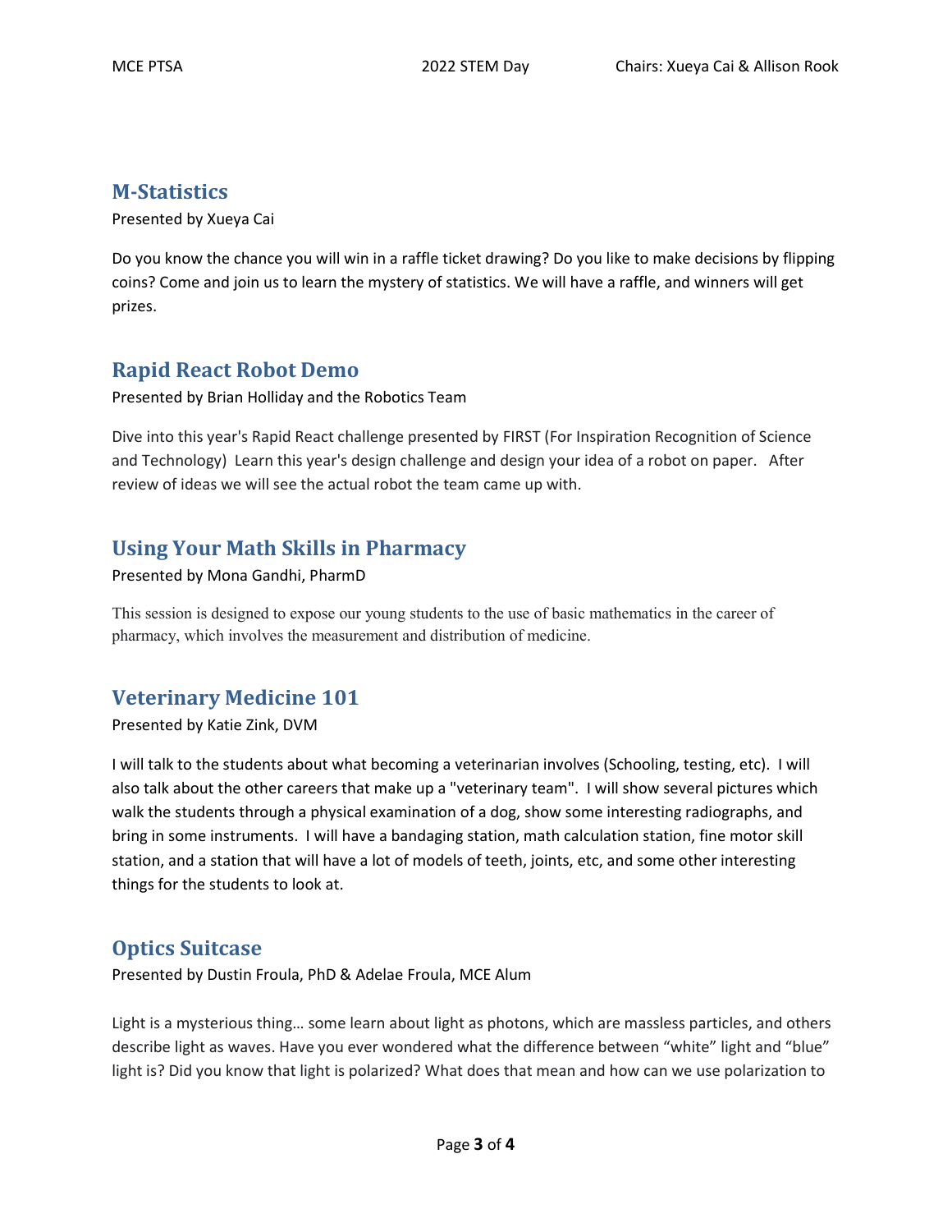## M-Statistics

Presented by Xueya Cai

Do you know the chance you will win in a raffle ticket drawing? Do you like to make decisions by flipping coins? Come and join us to learn the mystery of statistics. We will have a raffle, and winners will get prizes.

## Rapid React Robot Demo

Presented by Brian Holliday and the Robotics Team

Dive into this year's Rapid React challenge presented by FIRST (For Inspiration Recognition of Science and Technology) Learn this year's design challenge and design your idea of a robot on paper. After review of ideas we will see the actual robot the team came up with.

## Using Your Math Skills in Pharmacy

Presented by Mona Gandhi, PharmD

This session is designed to expose our young students to the use of basic mathematics in the career of pharmacy, which involves the measurement and distribution of medicine.

## Veterinary Medicine 101

Presented by Katie Zink, DVM

I will talk to the students about what becoming a veterinarian involves (Schooling, testing, etc). I will also talk about the other careers that make up a "veterinary team". I will show several pictures which walk the students through a physical examination of a dog, show some interesting radiographs, and bring in some instruments. I will have a bandaging station, math calculation station, fine motor skill station, and a station that will have a lot of models of teeth, joints, etc, and some other interesting things for the students to look at.

## Optics Suitcase

Presented by Dustin Froula, PhD & Adelae Froula, MCE Alum

Light is a mysterious thing… some learn about light as photons, which are massless particles, and others describe light as waves. Have you ever wondered what the difference between "white" light and "blue" light is? Did you know that light is polarized? What does that mean and how can we use polarization to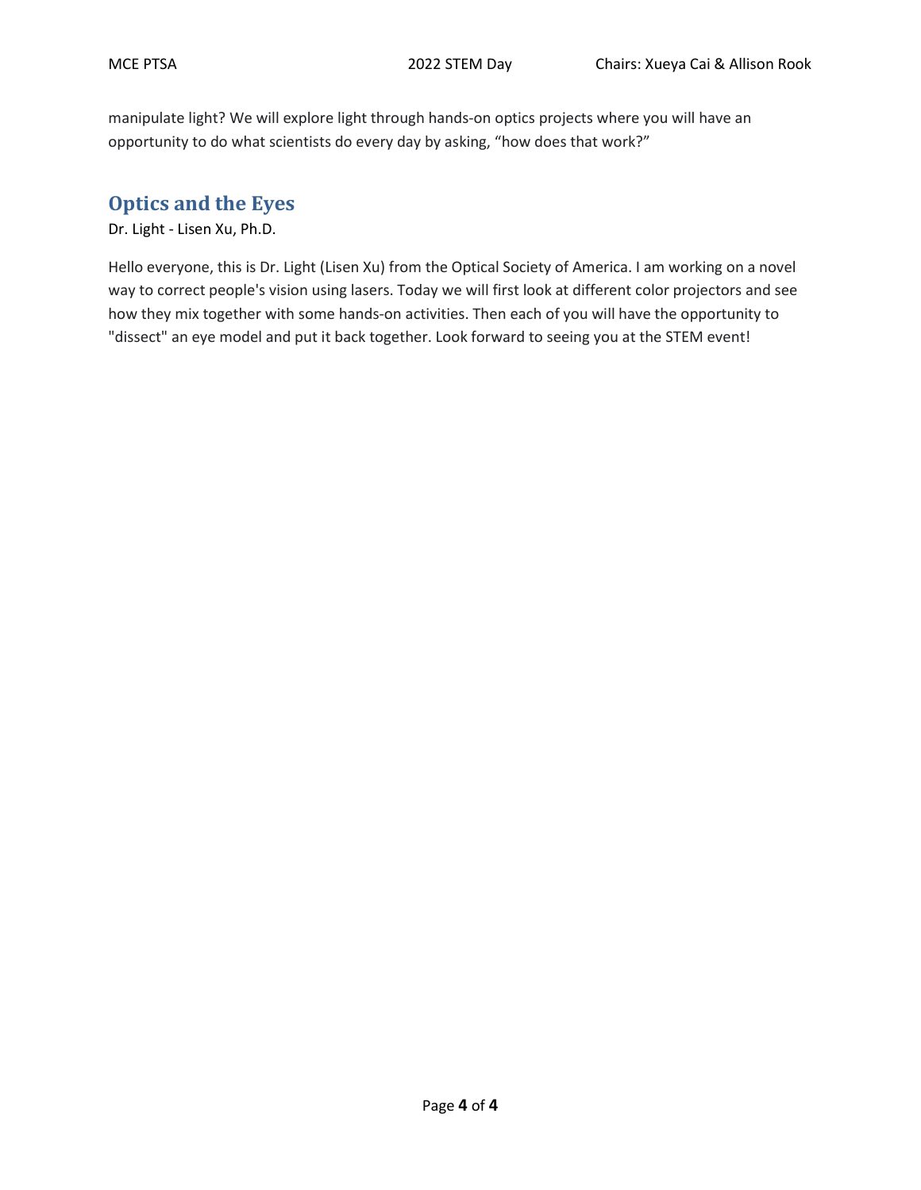manipulate light? We will explore light through hands-on optics projects where you will have an opportunity to do what scientists do every day by asking, “how does that work?”

## Optics and the Eyes

Dr. Light - Lisen Xu, Ph.D.

Hello everyone, this is Dr. Light (Lisen Xu) from the Optical Society of America. I am working on a novel way to correct people's vision using lasers. Today we will first look at different color projectors and see how they mix together with some hands-on activities. Then each of you will have the opportunity to "dissect" an eye model and put it back together. Look forward to seeing you at the STEM event!